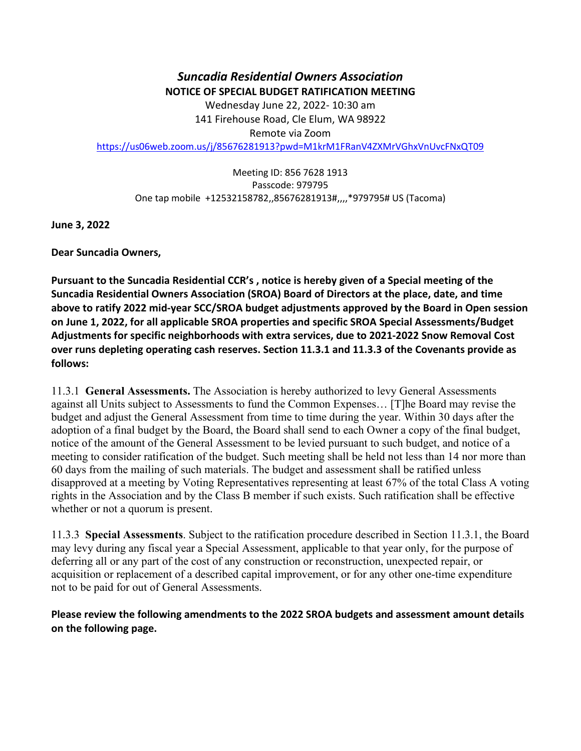# *Suncadia Residential Owners Association*

**NOTICE OF SPECIAL BUDGET RATIFICATION MEETING**

Wednesday June 22, 2022- 10:30 am

141 Firehouse Road, Cle Elum, WA 98922

Remote via Zoom

https://us06web.zoom.us/j/85676281913?pwd=M1krM1FRanV4ZXMrVGhxVnUvcFNxQT09

Meeting ID: 856 7628 1913

Passcode: 979795

One tap mobile +12532158782,,85676281913#,,,,*979795# US (Tacoma)

**June 3, 2022**

**Dear Suncadia Owners,**

**Pursuant to the Suncadia Residential CCR's , notice is hereby given of a Special meeting of the Suncadia Residential Owners Association (SROA) Board of Directors at the place, date, and time above to ratify 2022 mid-year SCC/SROA budget adjustments approved by the Board in Open session on June 1, 2022, for all applicable SROA properties and specific SROA Special Assessments/Budget Adjustments for specific neighborhoods with extra services, due to 2021-2022 Snow Removal Cost over runs depleting operating cash reserves. Section 11.3.1 and 11.3.3 of the Covenants provide as follows:**

11.3.1 **General Assessments.** The Association is hereby authorized to levy General Assessments against all Units subject to Assessments to fund the Common Expenses… [T]he Board may revise the budget and adjust the General Assessment from time to time during the year. Within 30 days after the adoption of a final budget by the Board, the Board shall send to each Owner a copy of the final budget, notice of the amount of the General Assessment to be levied pursuant to such budget, and notice of a meeting to consider ratification of the budget. Such meeting shall be held not less than 14 nor more than 60 days from the mailing of such materials. The budget and assessment shall be ratified unless disapproved at a meeting by Voting Representatives representing at least 67% of the total Class A voting rights in the Association and by the Class B member if such exists. Such ratification shall be effective whether or not a quorum is present.

11.3.3 **Special Assessments**. Subject to the ratification procedure described in Section 11.3.1, the Board may levy during any fiscal year a Special Assessment, applicable to that year only, for the purpose of deferring all or any part of the cost of any construction or reconstruction, unexpected repair, or acquisition or replacement of a described capital improvement, or for any other one-time expenditure not to be paid for out of General Assessments.

**Please review the following amendments to the 2022 SROA budgets and assessment amount details on the following page.**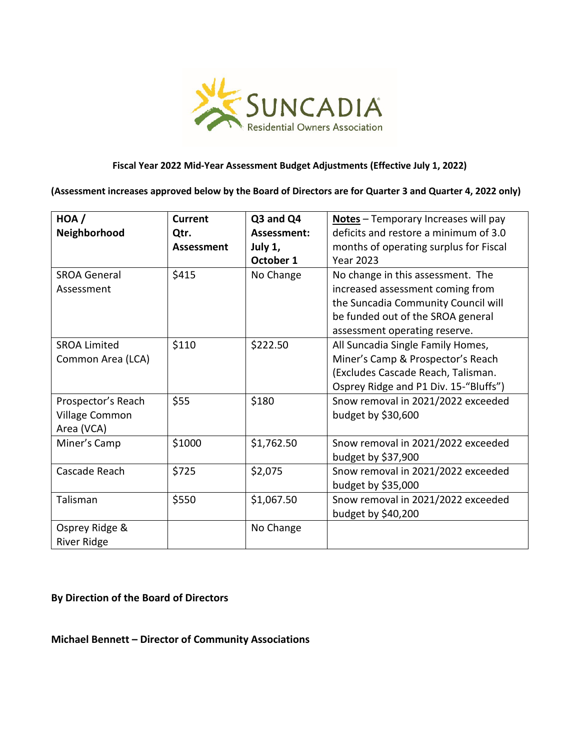**Fiscal Year 2022 Mid-Year Assessment Budget Adjustments (Effective July 1, 2022)**

**(Assessment increases approved below by the Board of Directors are for Quarter 3 and Quarter 4, 2022 only)**

| **HOA / Neighborhood** | **Current Qtr. Assessment** | **Q3 and Q4 Assessment: July 1, October 1** | **Notes** – Temporary Increases will pay deficits and restore a minimum of 3.0 months of operating surplus for Fiscal Year 2023 |
|---|---|---|---|
| SROA General Assessment | $415 | No Change | No change in this assessment. The increased assessment coming from the Suncadia Community Council will be funded out of the SROA general assessment operating reserve. |
| SROA Limited Common Area (LCA) | $110 | $222.50 | All Suncadia Single Family Homes, Miner's Camp & Prospector's Reach (Excludes Cascade Reach, Talisman. Osprey Ridge and P1 Div. 15-"Bluffs") |
| Prospector's Reach Village Common Area (VCA) | $55 | $180 | Snow removal in 2021/2022 exceeded budget by $30,600 |
| Miner's Camp | $1000 | $1,762.50 | Snow removal in 2021/2022 exceeded budget by $37,900 |
| Cascade Reach | $725 | $2,075 | Snow removal in 2021/2022 exceeded budget by $35,000 |
| Talisman | $550 | $1,067.50 | Snow removal in 2021/2022 exceeded budget by $40,200 |
| Osprey Ridge & River Ridge | | No Change | |

**By Direction of the Board of Directors**

**Michael Bennett – Director of Community Associations**